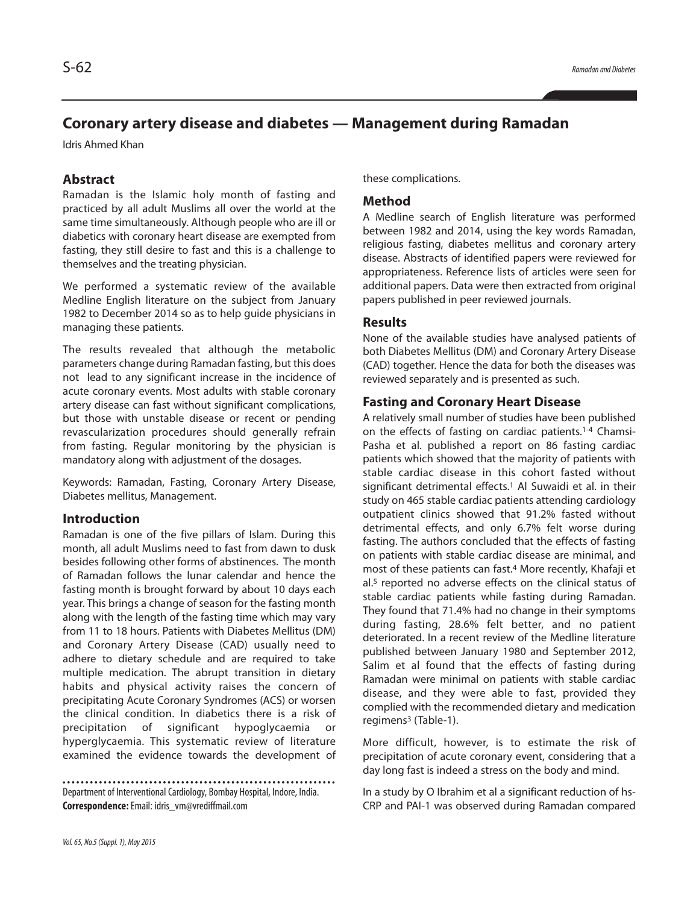# Coronary artery disease and diabetes — Management during Ramadan

Idris Ahmed Khan

## Abstract

Ramadan is the Islamic holy month of fasting and practiced by all adult Muslims all over the world at the same time simultaneously. Although people who are ill or diabetics with coronary heart disease are exempted from fasting, they still desire to fast and this is a challenge to themselves and the treating physician.

We performed a systematic review of the available Medline English literature on the subject from January 1982 to December 2014 so as to help guide physicians in managing these patients.

The results revealed that although the metabolic parameters change during Ramadan fasting, but this does not lead to any significant increase in the incidence of acute coronary events. Most adults with stable coronary artery disease can fast without significant complications, but those with unstable disease or recent or pending revascularization procedures should generally refrain from fasting. Regular monitoring by the physician is mandatory along with adjustment of the dosages.

Keywords: Ramadan, Fasting, Coronary Artery Disease, Diabetes mellitus, Management.

## Introduction

Ramadan is one of the five pillars of Islam. During this month, all adult Muslims need to fast from dawn to dusk besides following other forms of abstinences. The month of Ramadan follows the lunar calendar and hence the fasting month is brought forward by about 10 days each year. This brings a change of season for the fasting month along with the length of the fasting time which may vary from 11 to 18 hours. Patients with Diabetes Mellitus (DM) and Coronary Artery Disease (CAD) usually need to adhere to dietary schedule and are required to take multiple medication. The abrupt transition in dietary habits and physical activity raises the concern of precipitating Acute Coronary Syndromes (ACS) or worsen the clinical condition. In diabetics there is a risk of precipitation of significant hypoglycaemia or hyperglycaemia. This systematic review of literature examined the evidence towards the development of these complications.

Department of Interventional Cardiology, Bombay Hospital, Indore, India.
**Correspondence:** Email: idris_vm@vrediffmail.com

## Method

A Medline search of English literature was performed between 1982 and 2014, using the key words Ramadan, religious fasting, diabetes mellitus and coronary artery disease. Abstracts of identified papers were reviewed for appropriateness. Reference lists of articles were seen for additional papers. Data were then extracted from original papers published in peer reviewed journals.

## Results

None of the available studies have analysed patients of both Diabetes Mellitus (DM) and Coronary Artery Disease (CAD) together. Hence the data for both the diseases was reviewed separately and is presented as such.

## Fasting and Coronary Heart Disease

A relatively small number of studies have been published on the effects of fasting on cardiac patients.[1-4] Chamsi-Pasha et al. published a report on 86 fasting cardiac patients which showed that the majority of patients with stable cardiac disease in this cohort fasted without significant detrimental effects.[1] Al Suwaidi et al. in their study on 465 stable cardiac patients attending cardiology outpatient clinics showed that 91.2% fasted without detrimental effects, and only 6.7% felt worse during fasting. The authors concluded that the effects of fasting on patients with stable cardiac disease are minimal, and most of these patients can fast.[4] More recently, Khafaji et al.[5] reported no adverse effects on the clinical status of stable cardiac patients while fasting during Ramadan. They found that 71.4% had no change in their symptoms during fasting, 28.6% felt better, and no patient deteriorated. In a recent review of the Medline literature published between January 1980 and September 2012, Salim et al found that the effects of fasting during Ramadan were minimal on patients with stable cardiac disease, and they were able to fast, provided they complied with the recommended dietary and medication regimens[3] (Table-1).

More difficult, however, is to estimate the risk of precipitation of acute coronary event, considering that a day long fast is indeed a stress on the body and mind.

In a study by O Ibrahim et al a significant reduction of hs-CRP and PAI-1 was observed during Ramadan compared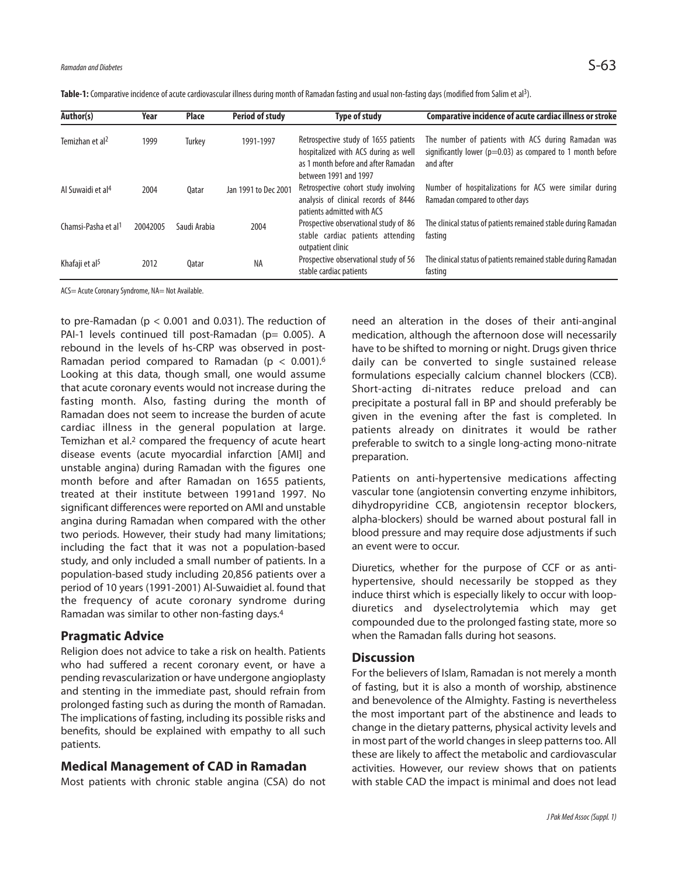**Table-1:** Comparative incidence of acute cardiovascular illness during month of Ramadan fasting and usual non-fasting days (modified from Salim et al[3]).

| Author(s) | Year | Place | Period of study | Type of study | Comparative incidence of acute cardiac illness or stroke |
|---|---|---|---|---|---|
| Temizhan et al[2] | 1999 | Turkey | 1991-1997 | Retrospective study of 1655 patients hospitalized with ACS during as well as 1 month before and after Ramadan between 1991 and 1997 | The number of patients with ACS during Ramadan was significantly lower ($p=0.03$) as compared to 1 month before and after |
| Al Suwaidi et al[4] | 2004 | Qatar | Jan 1991 to Dec 2001 | Retrospective cohort study involving analysis of clinical records of 8446 patients admitted with ACS | Number of hospitalizations for ACS were similar during Ramadan compared to other days |
| Chamsi-Pasha et al[1] | 20042005 | Saudi Arabia | 2004 | Prospective observational study of 86 stable cardiac patients attending outpatient clinic | The clinical status of patients remained stable during Ramadan fasting |
| Khafaji et al[5] | 2012 | Qatar | NA | Prospective observational study of 56 stable cardiac patients | The clinical status of patients remained stable during Ramadan fasting |

ACS= Acute Coronary Syndrome, NA= Not Available.

to pre-Ramadan ($p < 0.001$ and 0.031). The reduction of PAI-1 levels continued till post-Ramadan ($p= 0.005$). A rebound in the levels of hs-CRP was observed in post-Ramadan period compared to Ramadan ($p < 0.001$).[6] Looking at this data, though small, one would assume that acute coronary events would not increase during the fasting month. Also, fasting during the month of Ramadan does not seem to increase the burden of acute cardiac illness in the general population at large. Temizhan et al.[2] compared the frequency of acute heart disease events (acute myocardial infarction [AMI] and unstable angina) during Ramadan with the figures one month before and after Ramadan on 1655 patients, treated at their institute between 1991and 1997. No significant differences were reported on AMI and unstable angina during Ramadan when compared with the other two periods. However, their study had many limitations; including the fact that it was not a population-based study, and only included a small number of patients. In a population-based study including 20,856 patients over a period of 10 years (1991-2001) Al-Suwaidiet al. found that the frequency of acute coronary syndrome during Ramadan was similar to other non-fasting days.[4]

## Pragmatic Advice

Religion does not advice to take a risk on health. Patients who had suffered a recent coronary event, or have a pending revascularization or have undergone angioplasty and stenting in the immediate past, should refrain from prolonged fasting such as during the month of Ramadan. The implications of fasting, including its possible risks and benefits, should be explained with empathy to all such patients.

## Medical Management of CAD in Ramadan

Most patients with chronic stable angina (CSA) do not need an alteration in the doses of their anti-anginal medication, although the afternoon dose will necessarily have to be shifted to morning or night. Drugs given thrice daily can be converted to single sustained release formulations especially calcium channel blockers (CCB). Short-acting di-nitrates reduce preload and can precipitate a postural fall in BP and should preferably be given in the evening after the fast is completed. In patients already on dinitrates it would be rather preferable to switch to a single long-acting mono-nitrate preparation.

Patients on anti-hypertensive medications affecting vascular tone (angiotensin converting enzyme inhibitors, dihydropyridine CCB, angiotensin receptor blockers, alpha-blockers) should be warned about postural fall in blood pressure and may require dose adjustments if such an event were to occur.

Diuretics, whether for the purpose of CCF or as anti-hypertensive, should necessarily be stopped as they induce thirst which is especially likely to occur with loop-diuretics and dyselectrolytemia which may get compounded due to the prolonged fasting state, more so when the Ramadan falls during hot seasons.

## Discussion

For the believers of Islam, Ramadan is not merely a month of fasting, but it is also a month of worship, abstinence and benevolence of the Almighty. Fasting is nevertheless the most important part of the abstinence and leads to change in the dietary patterns, physical activity levels and in most part of the world changes in sleep patterns too. All these are likely to affect the metabolic and cardiovascular activities. However, our review shows that on patients with stable CAD the impact is minimal and does not lead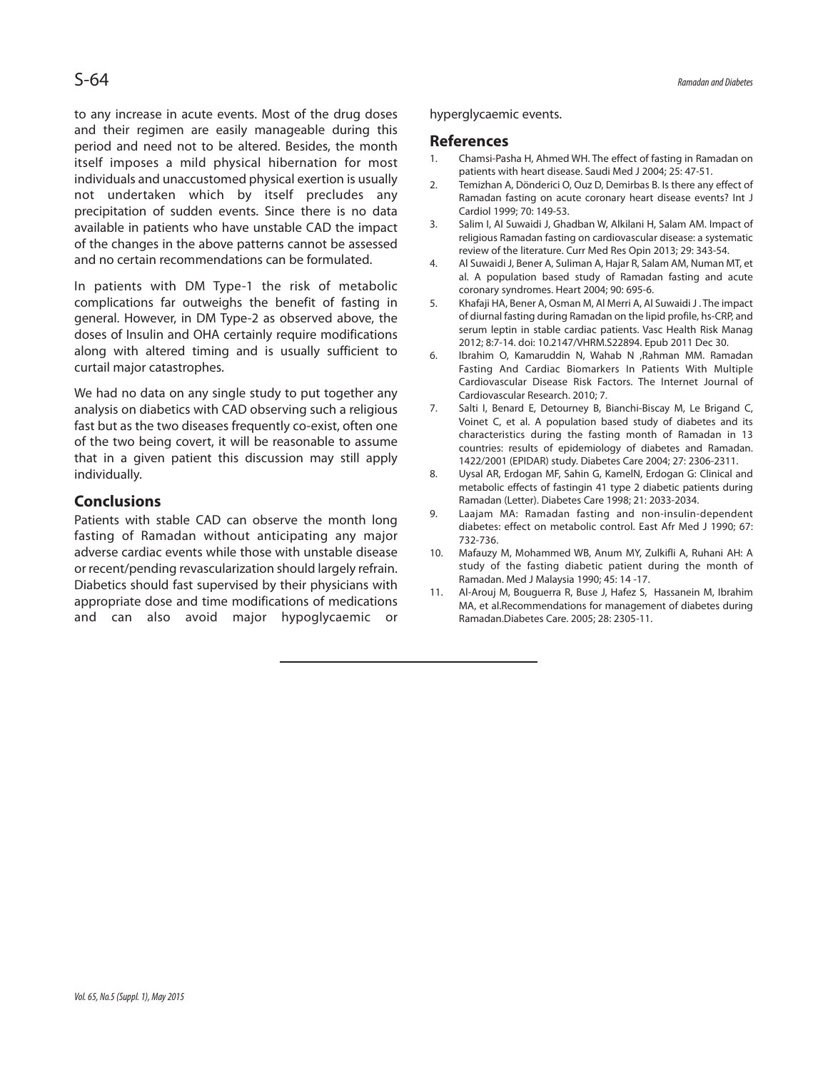to any increase in acute events. Most of the drug doses and their regimen are easily manageable during this period and need not to be altered. Besides, the month itself imposes a mild physical hibernation for most individuals and unaccustomed physical exertion is usually not undertaken which by itself precludes any precipitation of sudden events. Since there is no data available in patients who have unstable CAD the impact of the changes in the above patterns cannot be assessed and no certain recommendations can be formulated.

In patients with DM Type-1 the risk of metabolic complications far outweighs the benefit of fasting in general. However, in DM Type-2 as observed above, the doses of Insulin and OHA certainly require modifications along with altered timing and is usually sufficient to curtail major catastrophes.

We had no data on any single study to put together any analysis on diabetics with CAD observing such a religious fast but as the two diseases frequently co-exist, often one of the two being covert, it will be reasonable to assume that in a given patient this discussion may still apply individually.

## Conclusions

Patients with stable CAD can observe the month long fasting of Ramadan without anticipating any major adverse cardiac events while those with unstable disease or recent/pending revascularization should largely refrain. Diabetics should fast supervised by their physicians with appropriate dose and time modifications of medications and can also avoid major hypoglycaemic or hyperglycaemic events.

## References

1. Chamsi-Pasha H, Ahmed WH. The effect of fasting in Ramadan on patients with heart disease. Saudi Med J 2004; 25: 47-51.
2. Temizhan A, Dönderici O, Ouz D, Demirbas B. Is there any effect of Ramadan fasting on acute coronary heart disease events? Int J Cardiol 1999; 70: 149-53.
3. Salim I, Al Suwaidi J, Ghadban W, Alkilani H, Salam AM. Impact of religious Ramadan fasting on cardiovascular disease: a systematic review of the literature. Curr Med Res Opin 2013; 29: 343-54.
4. Al Suwaidi J, Bener A, Suliman A, Hajar R, Salam AM, Numan MT, et al. A population based study of Ramadan fasting and acute coronary syndromes. Heart 2004; 90: 695-6.
5. Khafaji HA, Bener A, Osman M, Al Merri A, Al Suwaidi J . The impact of diurnal fasting during Ramadan on the lipid profile, hs-CRP, and serum leptin in stable cardiac patients. Vasc Health Risk Manag 2012; 8:7-14. doi: 10.2147/VHRM.S22894. Epub 2011 Dec 30.
6. Ibrahim O, Kamaruddin N, Wahab N ,Rahman MM. Ramadan Fasting And Cardiac Biomarkers In Patients With Multiple Cardiovascular Disease Risk Factors. The Internet Journal of Cardiovascular Research. 2010; 7.
7. Salti I, Benard E, Detourney B, Bianchi-Biscay M, Le Brigand C, Voinet C, et al. A population based study of diabetes and its characteristics during the fasting month of Ramadan in 13 countries: results of epidemiology of diabetes and Ramadan. 1422/2001 (EPIDAR) study. Diabetes Care 2004; 27: 2306-2311.
8. Uysal AR, Erdogan MF, Sahin G, KamelN, Erdogan G: Clinical and metabolic effects of fastingin 41 type 2 diabetic patients during Ramadan (Letter). Diabetes Care 1998; 21: 2033-2034.
9. Laajam MA: Ramadan fasting and non-insulin-dependent diabetes: effect on metabolic control. East Afr Med J 1990; 67: 732-736.
10. Mafauzy M, Mohammed WB, Anum MY, Zulkifli A, Ruhani AH: A study of the fasting diabetic patient during the month of Ramadan. Med J Malaysia 1990; 45: 14 -17.
11. Al-Arouj M, Bouguerra R, Buse J, Hafez S, Hassanein M, Ibrahim MA, et al.Recommendations for management of diabetes during Ramadan.Diabetes Care. 2005; 28: 2305-11.